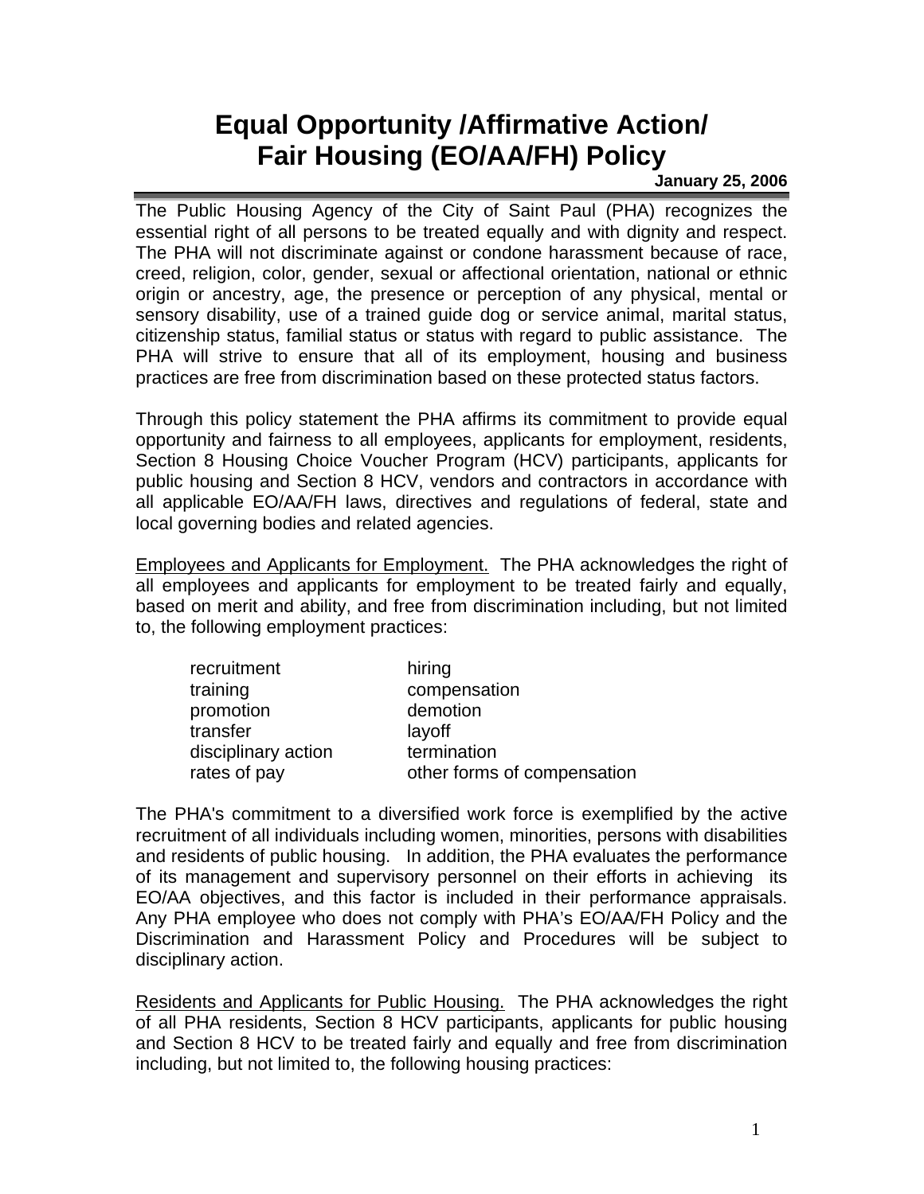# Equal Opportunity /Affirmative Action/ Fair Housing (EO/AA/FH) Policy

**January 25, 2006**

The Public Housing Agency of the City of Saint Paul (PHA) recognizes the essential right of all persons to be treated equally and with dignity and respect. The PHA will not discriminate against or condone harassment because of race, creed, religion, color, gender, sexual or affectional orientation, national or ethnic origin or ancestry, age, the presence or perception of any physical, mental or sensory disability, use of a trained guide dog or service animal, marital status, citizenship status, familial status or status with regard to public assistance. The PHA will strive to ensure that all of its employment, housing and business practices are free from discrimination based on these protected status factors.

Through this policy statement the PHA affirms its commitment to provide equal opportunity and fairness to all employees, applicants for employment, residents, Section 8 Housing Choice Voucher Program (HCV) participants, applicants for public housing and Section 8 HCV, vendors and contractors in accordance with all applicable EO/AA/FH laws, directives and regulations of federal, state and local governing bodies and related agencies.

<u>Employees and Applicants for Employment.</u> The PHA acknowledges the right of all employees and applicants for employment to be treated fairly and equally, based on merit and ability, and free from discrimination including, but not limited to, the following employment practices:

- recruitment
- hiring
- training
- compensation
- promotion
- demotion
- transfer
- layoff
- disciplinary action
- termination
- rates of pay
- other forms of compensation

The PHA's commitment to a diversified work force is exemplified by the active recruitment of all individuals including women, minorities, persons with disabilities and residents of public housing. In addition, the PHA evaluates the performance of its management and supervisory personnel on their efforts in achieving its EO/AA objectives, and this factor is included in their performance appraisals. Any PHA employee who does not comply with PHA's EO/AA/FH Policy and the Discrimination and Harassment Policy and Procedures will be subject to disciplinary action.

<u>Residents and Applicants for Public Housing.</u> The PHA acknowledges the right of all PHA residents, Section 8 HCV participants, applicants for public housing and Section 8 HCV to be treated fairly and equally and free from discrimination including, but not limited to, the following housing practices: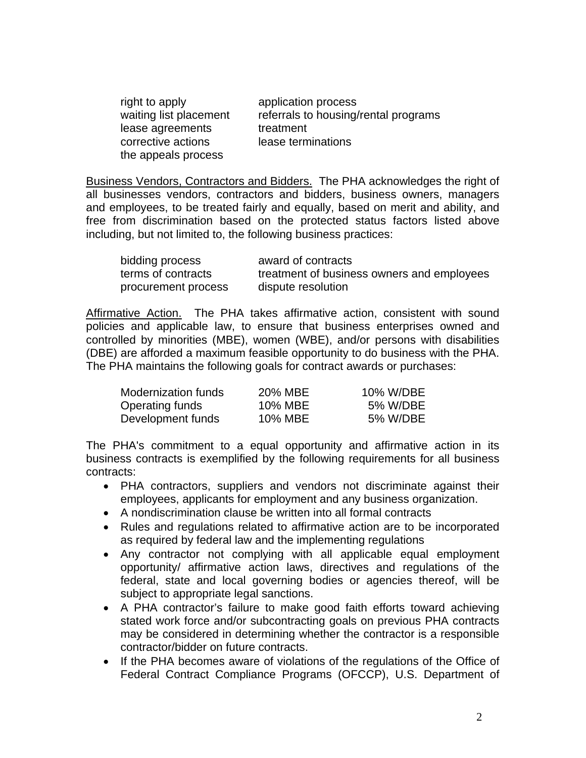| | |
|---|---|
| right to apply | application process |
| waiting list placement | referrals to housing/rental programs |
| lease agreements | treatment |
| corrective actions | lease terminations |
| the appeals process | |

Business Vendors, Contractors and Bidders. The PHA acknowledges the right of all businesses vendors, contractors and bidders, business owners, managers and employees, to be treated fairly and equally, based on merit and ability, and free from discrimination based on the protected status factors listed above including, but not limited to, the following business practices:

| | |
|---|---|
| bidding process | award of contracts |
| terms of contracts | treatment of business owners and employees |
| procurement process | dispute resolution |

Affirmative Action. The PHA takes affirmative action, consistent with sound policies and applicable law, to ensure that business enterprises owned and controlled by minorities (MBE), women (WBE), and/or persons with disabilities (DBE) are afforded a maximum feasible opportunity to do business with the PHA. The PHA maintains the following goals for contract awards or purchases:

| | | |
|---|---|---|
| Modernization funds | 20% MBE | 10% W/DBE |
| Operating funds | 10% MBE | 5% W/DBE |
| Development funds | 10% MBE | 5% W/DBE |

The PHA's commitment to a equal opportunity and affirmative action in its business contracts is exemplified by the following requirements for all business contracts:

- PHA contractors, suppliers and vendors not discriminate against their employees, applicants for employment and any business organization.
- A nondiscrimination clause be written into all formal contracts
- Rules and regulations related to affirmative action are to be incorporated as required by federal law and the implementing regulations
- Any contractor not complying with all applicable equal employment opportunity/ affirmative action laws, directives and regulations of the federal, state and local governing bodies or agencies thereof, will be subject to appropriate legal sanctions.
- A PHA contractor's failure to make good faith efforts toward achieving stated work force and/or subcontracting goals on previous PHA contracts may be considered in determining whether the contractor is a responsible contractor/bidder on future contracts.
- If the PHA becomes aware of violations of the regulations of the Office of Federal Contract Compliance Programs (OFCCP), U.S. Department of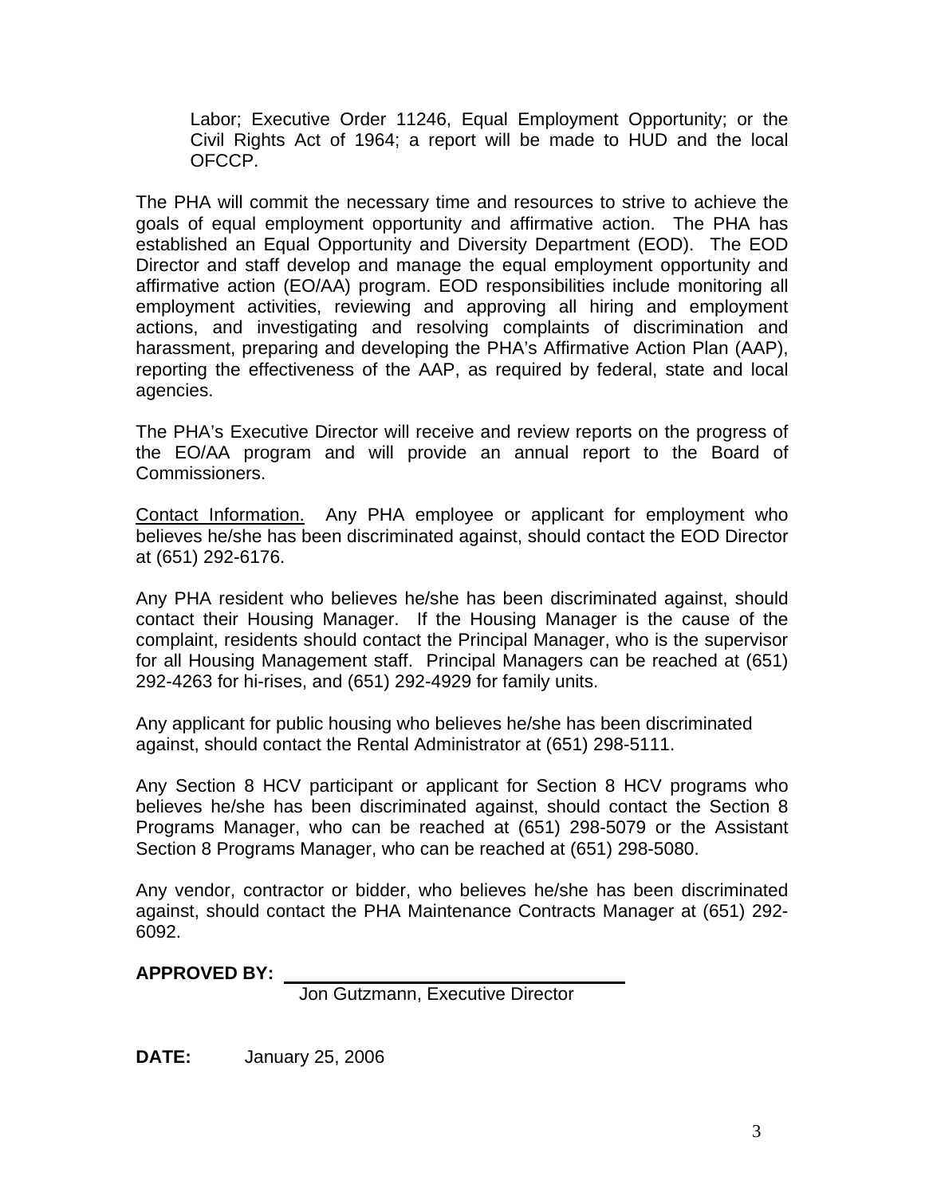Labor; Executive Order 11246, Equal Employment Opportunity; or the Civil Rights Act of 1964; a report will be made to HUD and the local OFCCP.

The PHA will commit the necessary time and resources to strive to achieve the goals of equal employment opportunity and affirmative action. The PHA has established an Equal Opportunity and Diversity Department (EOD). The EOD Director and staff develop and manage the equal employment opportunity and affirmative action (EO/AA) program. EOD responsibilities include monitoring all employment activities, reviewing and approving all hiring and employment actions, and investigating and resolving complaints of discrimination and harassment, preparing and developing the PHA's Affirmative Action Plan (AAP), reporting the effectiveness of the AAP, as required by federal, state and local agencies.

The PHA's Executive Director will receive and review reports on the progress of the EO/AA program and will provide an annual report to the Board of Commissioners.

<u>Contact Information.</u> Any PHA employee or applicant for employment who believes he/she has been discriminated against, should contact the EOD Director at (651) 292-6176.

Any PHA resident who believes he/she has been discriminated against, should contact their Housing Manager. If the Housing Manager is the cause of the complaint, residents should contact the Principal Manager, who is the supervisor for all Housing Management staff. Principal Managers can be reached at (651) 292-4263 for hi-rises, and (651) 292-4929 for family units.

Any applicant for public housing who believes he/she has been discriminated against, should contact the Rental Administrator at (651) 298-5111.

Any Section 8 HCV participant or applicant for Section 8 HCV programs who believes he/she has been discriminated against, should contact the Section 8 Programs Manager, who can be reached at (651) 298-5079 or the Assistant Section 8 Programs Manager, who can be reached at (651) 298-5080.

Any vendor, contractor or bidder, who believes he/she has been discriminated against, should contact the PHA Maintenance Contracts Manager at (651) 292-6092.

**APPROVED BY:** ________________________________
Jon Gutzmann, Executive Director

**DATE:** January 25, 2006